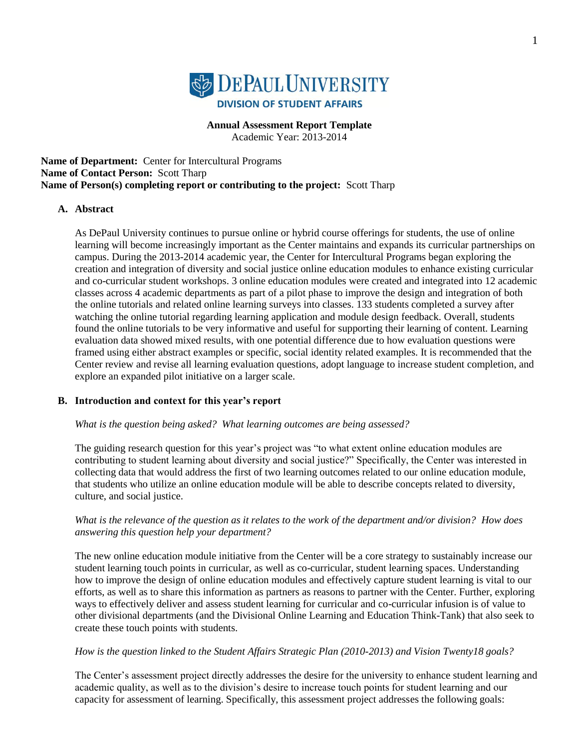DePaul University
DIVISION OF STUDENT AFFAIRS

**Annual Assessment Report Template**
Academic Year: 2013-2014

**Name of Department:** Center for Intercultural Programs
**Name of Contact Person:** Scott Tharp
**Name of Person(s) completing report or contributing to the project:** Scott Tharp

## A. Abstract

As DePaul University continues to pursue online or hybrid course offerings for students, the use of online learning will become increasingly important as the Center maintains and expands its curricular partnerships on campus. During the 2013-2014 academic year, the Center for Intercultural Programs began exploring the creation and integration of diversity and social justice online education modules to enhance existing curricular and co-curricular student workshops. 3 online education modules were created and integrated into 12 academic classes across 4 academic departments as part of a pilot phase to improve the design and integration of both the online tutorials and related online learning surveys into classes. 133 students completed a survey after watching the online tutorial regarding learning application and module design feedback. Overall, students found the online tutorials to be very informative and useful for supporting their learning of content. Learning evaluation data showed mixed results, with one potential difference due to how evaluation questions were framed using either abstract examples or specific, social identity related examples. It is recommended that the Center review and revise all learning evaluation questions, adopt language to increase student completion, and explore an expanded pilot initiative on a larger scale.

## B. Introduction and context for this year's report

*What is the question being asked? What learning outcomes are being assessed?*

The guiding research question for this year's project was "to what extent online education modules are contributing to student learning about diversity and social justice?" Specifically, the Center was interested in collecting data that would address the first of two learning outcomes related to our online education module, that students who utilize an online education module will be able to describe concepts related to diversity, culture, and social justice.

*What is the relevance of the question as it relates to the work of the department and/or division? How does answering this question help your department?*

The new online education module initiative from the Center will be a core strategy to sustainably increase our student learning touch points in curricular, as well as co-curricular, student learning spaces. Understanding how to improve the design of online education modules and effectively capture student learning is vital to our efforts, as well as to share this information as partners as reasons to partner with the Center. Further, exploring ways to effectively deliver and assess student learning for curricular and co-curricular infusion is of value to other divisional departments (and the Divisional Online Learning and Education Think-Tank) that also seek to create these touch points with students.

*How is the question linked to the Student Affairs Strategic Plan (2010-2013) and Vision Twenty18 goals?*

The Center's assessment project directly addresses the desire for the university to enhance student learning and academic quality, as well as to the division's desire to increase touch points for student learning and our capacity for assessment of learning. Specifically, this assessment project addresses the following goals: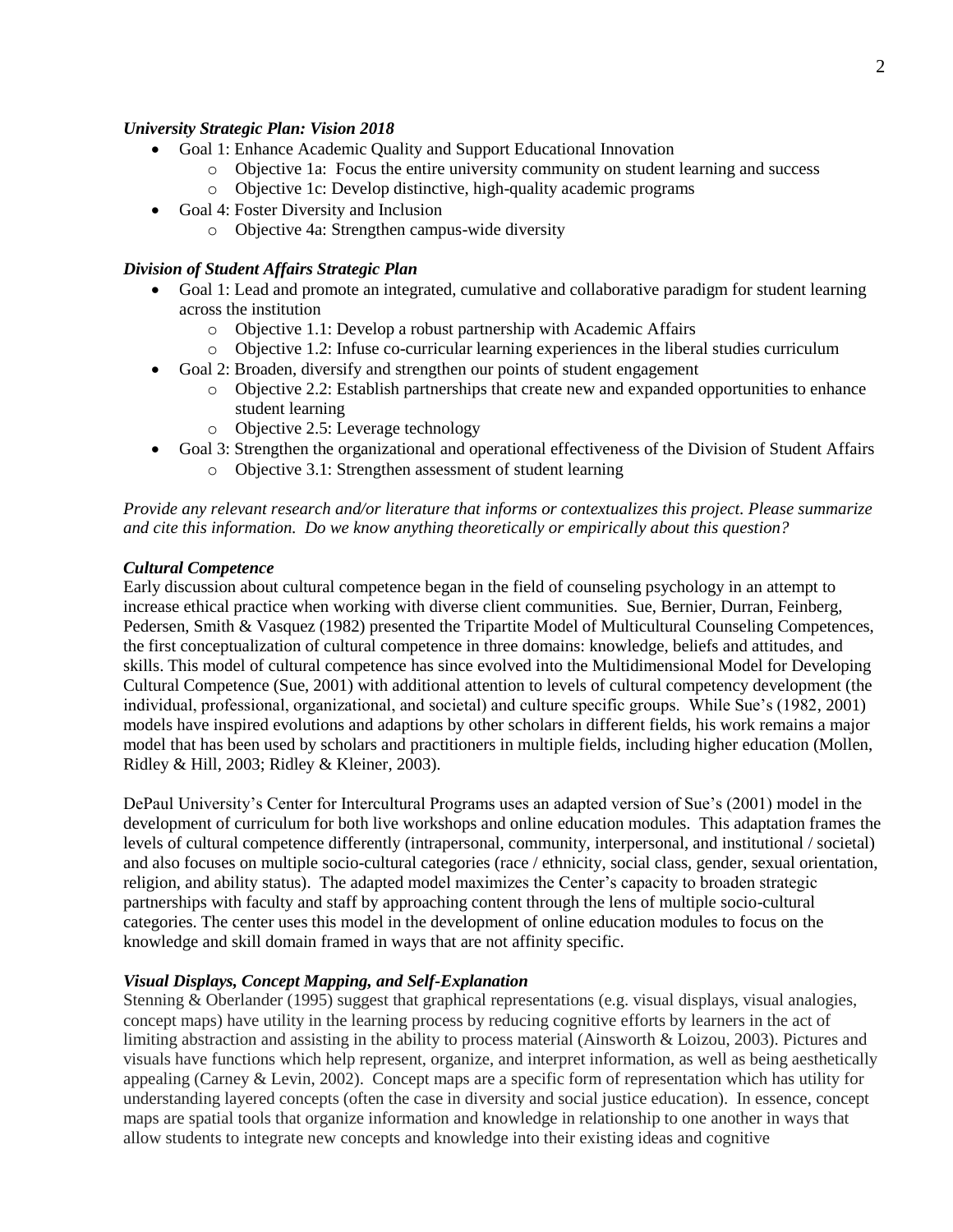***University Strategic Plan: Vision 2018***

- Goal 1: Enhance Academic Quality and Support Educational Innovation
  - Objective 1a: Focus the entire university community on student learning and success
  - Objective 1c: Develop distinctive, high-quality academic programs
- Goal 4: Foster Diversity and Inclusion
  - Objective 4a: Strengthen campus-wide diversity

***Division of Student Affairs Strategic Plan***

- Goal 1: Lead and promote an integrated, cumulative and collaborative paradigm for student learning across the institution
  - Objective 1.1: Develop a robust partnership with Academic Affairs
  - Objective 1.2: Infuse co-curricular learning experiences in the liberal studies curriculum
- Goal 2: Broaden, diversify and strengthen our points of student engagement
  - Objective 2.2: Establish partnerships that create new and expanded opportunities to enhance student learning
  - Objective 2.5: Leverage technology
- Goal 3: Strengthen the organizational and operational effectiveness of the Division of Student Affairs
  - Objective 3.1: Strengthen assessment of student learning

*Provide any relevant research and/or literature that informs or contextualizes this project. Please summarize and cite this information. Do we know anything theoretically or empirically about this question?*

***Cultural Competence***

Early discussion about cultural competence began in the field of counseling psychology in an attempt to increase ethical practice when working with diverse client communities. Sue, Bernier, Durran, Feinberg, Pedersen, Smith & Vasquez (1982) presented the Tripartite Model of Multicultural Counseling Competences, the first conceptualization of cultural competence in three domains: knowledge, beliefs and attitudes, and skills. This model of cultural competence has since evolved into the Multidimensional Model for Developing Cultural Competence (Sue, 2001) with additional attention to levels of cultural competency development (the individual, professional, organizational, and societal) and culture specific groups. While Sue's (1982, 2001) models have inspired evolutions and adaptions by other scholars in different fields, his work remains a major model that has been used by scholars and practitioners in multiple fields, including higher education (Mollen, Ridley & Hill, 2003; Ridley & Kleiner, 2003).

DePaul University's Center for Intercultural Programs uses an adapted version of Sue's (2001) model in the development of curriculum for both live workshops and online education modules. This adaptation frames the levels of cultural competence differently (intrapersonal, community, interpersonal, and institutional / societal) and also focuses on multiple socio-cultural categories (race / ethnicity, social class, gender, sexual orientation, religion, and ability status). The adapted model maximizes the Center's capacity to broaden strategic partnerships with faculty and staff by approaching content through the lens of multiple socio-cultural categories. The center uses this model in the development of online education modules to focus on the knowledge and skill domain framed in ways that are not affinity specific.

***Visual Displays, Concept Mapping, and Self-Explanation***

Stenning & Oberlander (1995) suggest that graphical representations (e.g. visual displays, visual analogies, concept maps) have utility in the learning process by reducing cognitive efforts by learners in the act of limiting abstraction and assisting in the ability to process material (Ainsworth & Loizou, 2003). Pictures and visuals have functions which help represent, organize, and interpret information, as well as being aesthetically appealing (Carney & Levin, 2002). Concept maps are a specific form of representation which has utility for understanding layered concepts (often the case in diversity and social justice education). In essence, concept maps are spatial tools that organize information and knowledge in relationship to one another in ways that allow students to integrate new concepts and knowledge into their existing ideas and cognitive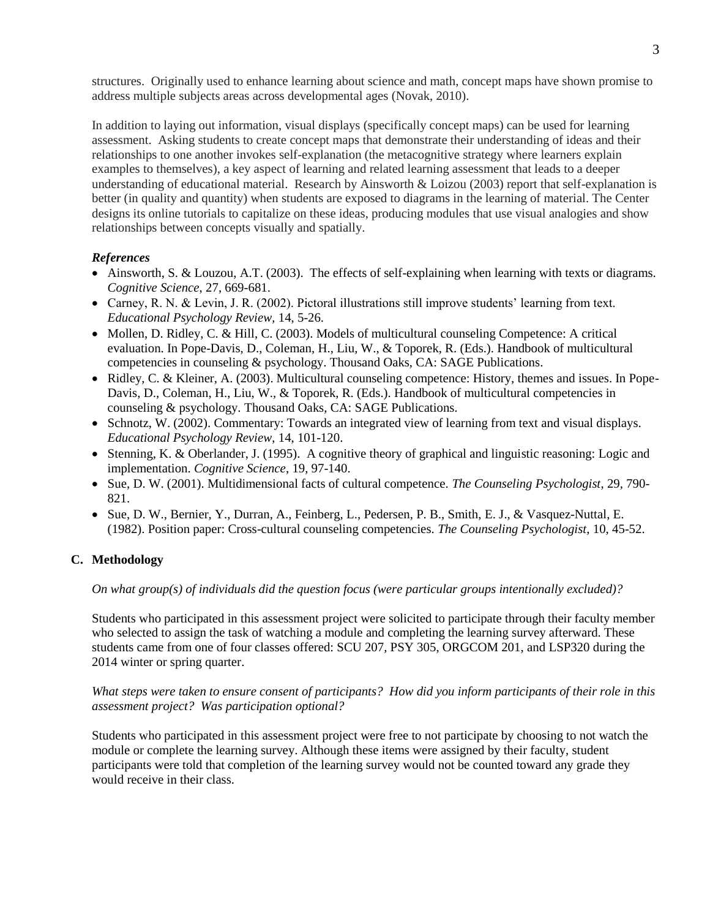structures. Originally used to enhance learning about science and math, concept maps have shown promise to address multiple subjects areas across developmental ages (Novak, 2010).

In addition to laying out information, visual displays (specifically concept maps) can be used for learning assessment. Asking students to create concept maps that demonstrate their understanding of ideas and their relationships to one another invokes self-explanation (the metacognitive strategy where learners explain examples to themselves), a key aspect of learning and related learning assessment that leads to a deeper understanding of educational material. Research by Ainsworth & Loizou (2003) report that self-explanation is better (in quality and quantity) when students are exposed to diagrams in the learning of material. The Center designs its online tutorials to capitalize on these ideas, producing modules that use visual analogies and show relationships between concepts visually and spatially.

### *References*

- Ainsworth, S. & Louzou, A.T. (2003). The effects of self-explaining when learning with texts or diagrams. *Cognitive Science*, 27, 669-681.
- Carney, R. N. & Levin, J. R. (2002). Pictoral illustrations still improve students' learning from text. *Educational Psychology Review*, 14, 5-26.
- Mollen, D. Ridley, C. & Hill, C. (2003). Models of multicultural counseling Competence: A critical evaluation. In Pope-Davis, D., Coleman, H., Liu, W., & Toporek, R. (Eds.). Handbook of multicultural competencies in counseling & psychology. Thousand Oaks, CA: SAGE Publications.
- Ridley, C. & Kleiner, A. (2003). Multicultural counseling competence: History, themes and issues. In Pope-Davis, D., Coleman, H., Liu, W., & Toporek, R. (Eds.). Handbook of multicultural competencies in counseling & psychology. Thousand Oaks, CA: SAGE Publications.
- Schnotz, W. (2002). Commentary: Towards an integrated view of learning from text and visual displays. *Educational Psychology Review*, 14, 101-120.
- Stenning, K. & Oberlander, J. (1995). A cognitive theory of graphical and linguistic reasoning: Logic and implementation. *Cognitive Science*, 19, 97-140.
- Sue, D. W. (2001). Multidimensional facts of cultural competence. *The Counseling Psychologist*, 29, 790-821.
- Sue, D. W., Bernier, Y., Durran, A., Feinberg, L., Pedersen, P. B., Smith, E. J., & Vasquez-Nuttal, E. (1982). Position paper: Cross-cultural counseling competencies. *The Counseling Psychologist*, 10, 45-52.

## C. Methodology

*On what group(s) of individuals did the question focus (were particular groups intentionally excluded)?*

Students who participated in this assessment project were solicited to participate through their faculty member who selected to assign the task of watching a module and completing the learning survey afterward. These students came from one of four classes offered: SCU 207, PSY 305, ORGCOM 201, and LSP320 during the 2014 winter or spring quarter.

*What steps were taken to ensure consent of participants? How did you inform participants of their role in this assessment project? Was participation optional?*

Students who participated in this assessment project were free to not participate by choosing to not watch the module or complete the learning survey. Although these items were assigned by their faculty, student participants were told that completion of the learning survey would not be counted toward any grade they would receive in their class.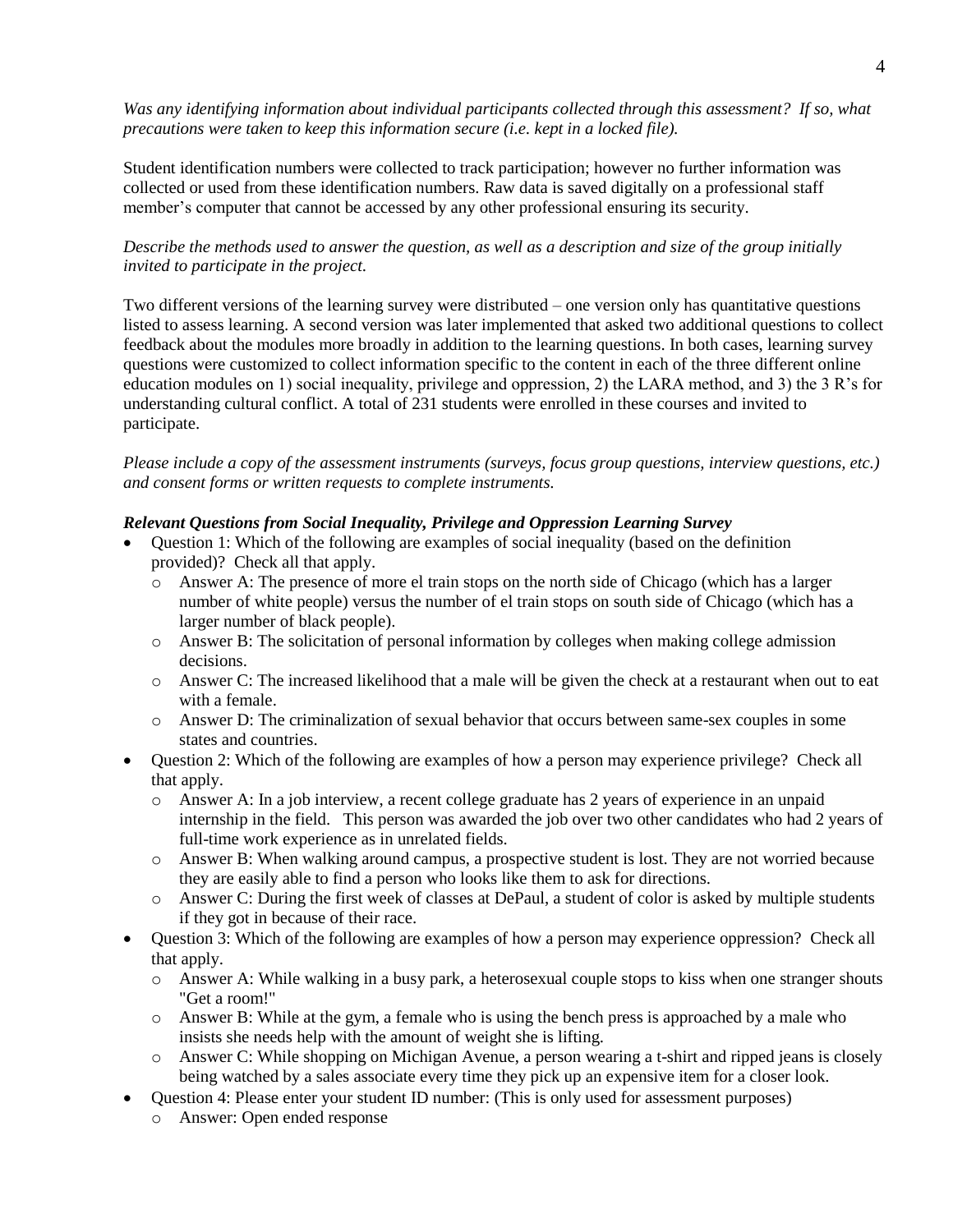*Was any identifying information about individual participants collected through this assessment? If so, what precautions were taken to keep this information secure (i.e. kept in a locked file).*

Student identification numbers were collected to track participation; however no further information was collected or used from these identification numbers. Raw data is saved digitally on a professional staff member's computer that cannot be accessed by any other professional ensuring its security.

*Describe the methods used to answer the question, as well as a description and size of the group initially invited to participate in the project.*

Two different versions of the learning survey were distributed – one version only has quantitative questions listed to assess learning. A second version was later implemented that asked two additional questions to collect feedback about the modules more broadly in addition to the learning questions. In both cases, learning survey questions were customized to collect information specific to the content in each of the three different online education modules on 1) social inequality, privilege and oppression, 2) the LARA method, and 3) the 3 R's for understanding cultural conflict. A total of 231 students were enrolled in these courses and invited to participate.

*Please include a copy of the assessment instruments (surveys, focus group questions, interview questions, etc.) and consent forms or written requests to complete instruments.*

***Relevant Questions from Social Inequality, Privilege and Oppression Learning Survey***

- Question 1: Which of the following are examples of social inequality (based on the definition provided)? Check all that apply.
  - Answer A: The presence of more el train stops on the north side of Chicago (which has a larger number of white people) versus the number of el train stops on south side of Chicago (which has a larger number of black people).
  - Answer B: The solicitation of personal information by colleges when making college admission decisions.
  - Answer C: The increased likelihood that a male will be given the check at a restaurant when out to eat with a female.
  - Answer D: The criminalization of sexual behavior that occurs between same-sex couples in some states and countries.
- Question 2: Which of the following are examples of how a person may experience privilege? Check all that apply.
  - Answer A: In a job interview, a recent college graduate has 2 years of experience in an unpaid internship in the field. This person was awarded the job over two other candidates who had 2 years of full-time work experience as in unrelated fields.
  - Answer B: When walking around campus, a prospective student is lost. They are not worried because they are easily able to find a person who looks like them to ask for directions.
  - Answer C: During the first week of classes at DePaul, a student of color is asked by multiple students if they got in because of their race.
- Question 3: Which of the following are examples of how a person may experience oppression? Check all that apply.
  - Answer A: While walking in a busy park, a heterosexual couple stops to kiss when one stranger shouts "Get a room!"
  - Answer B: While at the gym, a female who is using the bench press is approached by a male who insists she needs help with the amount of weight she is lifting.
  - Answer C: While shopping on Michigan Avenue, a person wearing a t-shirt and ripped jeans is closely being watched by a sales associate every time they pick up an expensive item for a closer look.
- Question 4: Please enter your student ID number: (This is only used for assessment purposes)
  - Answer: Open ended response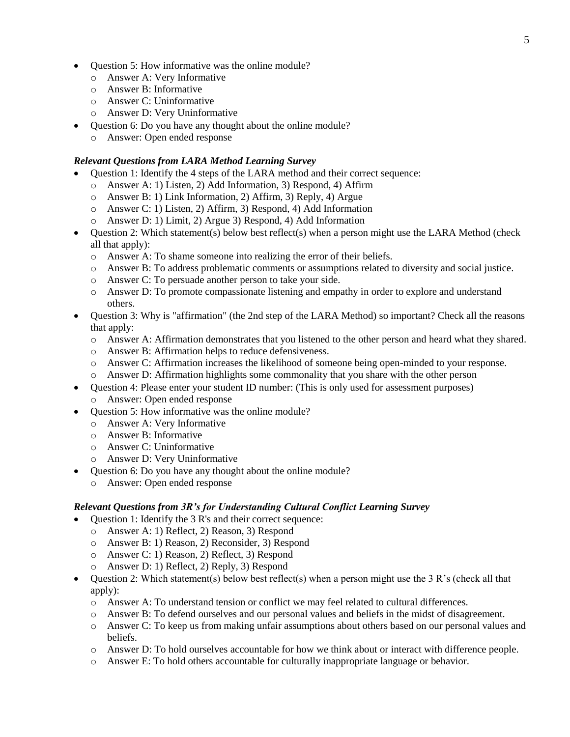- Question 5: How informative was the online module?
  - Answer A: Very Informative
  - Answer B: Informative
  - Answer C: Uninformative
  - Answer D: Very Uninformative
- Question 6: Do you have any thought about the online module?
  - Answer: Open ended response

### *Relevant Questions from LARA Method Learning Survey*

- Question 1: Identify the 4 steps of the LARA method and their correct sequence:
  - Answer A: 1) Listen, 2) Add Information, 3) Respond, 4) Affirm
  - Answer B: 1) Link Information, 2) Affirm, 3) Reply, 4) Argue
  - Answer C: 1) Listen, 2) Affirm, 3) Respond, 4) Add Information
  - Answer D: 1) Limit, 2) Argue 3) Respond, 4) Add Information
- Question 2: Which statement(s) below best reflect(s) when a person might use the LARA Method (check all that apply):
  - Answer A: To shame someone into realizing the error of their beliefs.
  - Answer B: To address problematic comments or assumptions related to diversity and social justice.
  - Answer C: To persuade another person to take your side.
  - Answer D: To promote compassionate listening and empathy in order to explore and understand others.
- Question 3: Why is "affirmation" (the 2nd step of the LARA Method) so important? Check all the reasons that apply:
  - Answer A: Affirmation demonstrates that you listened to the other person and heard what they shared.
  - Answer B: Affirmation helps to reduce defensiveness.
  - Answer C: Affirmation increases the likelihood of someone being open-minded to your response.
  - Answer D: Affirmation highlights some commonality that you share with the other person
- Question 4: Please enter your student ID number: (This is only used for assessment purposes)
  - Answer: Open ended response
- Question 5: How informative was the online module?
  - Answer A: Very Informative
  - Answer B: Informative
  - Answer C: Uninformative
  - Answer D: Very Uninformative
- Question 6: Do you have any thought about the online module?
  - Answer: Open ended response

### *Relevant Questions from 3R's for Understanding Cultural Conflict Learning Survey*

- Question 1: Identify the 3 R's and their correct sequence:
  - Answer A: 1) Reflect, 2) Reason, 3) Respond
  - Answer B: 1) Reason, 2) Reconsider, 3) Respond
  - Answer C: 1) Reason, 2) Reflect, 3) Respond
  - Answer D: 1) Reflect, 2) Reply, 3) Respond
- Question 2: Which statement(s) below best reflect(s) when a person might use the 3 R's (check all that apply):
  - Answer A: To understand tension or conflict we may feel related to cultural differences.
  - Answer B: To defend ourselves and our personal values and beliefs in the midst of disagreement.
  - Answer C: To keep us from making unfair assumptions about others based on our personal values and beliefs.
  - Answer D: To hold ourselves accountable for how we think about or interact with difference people.
  - Answer E: To hold others accountable for culturally inappropriate language or behavior.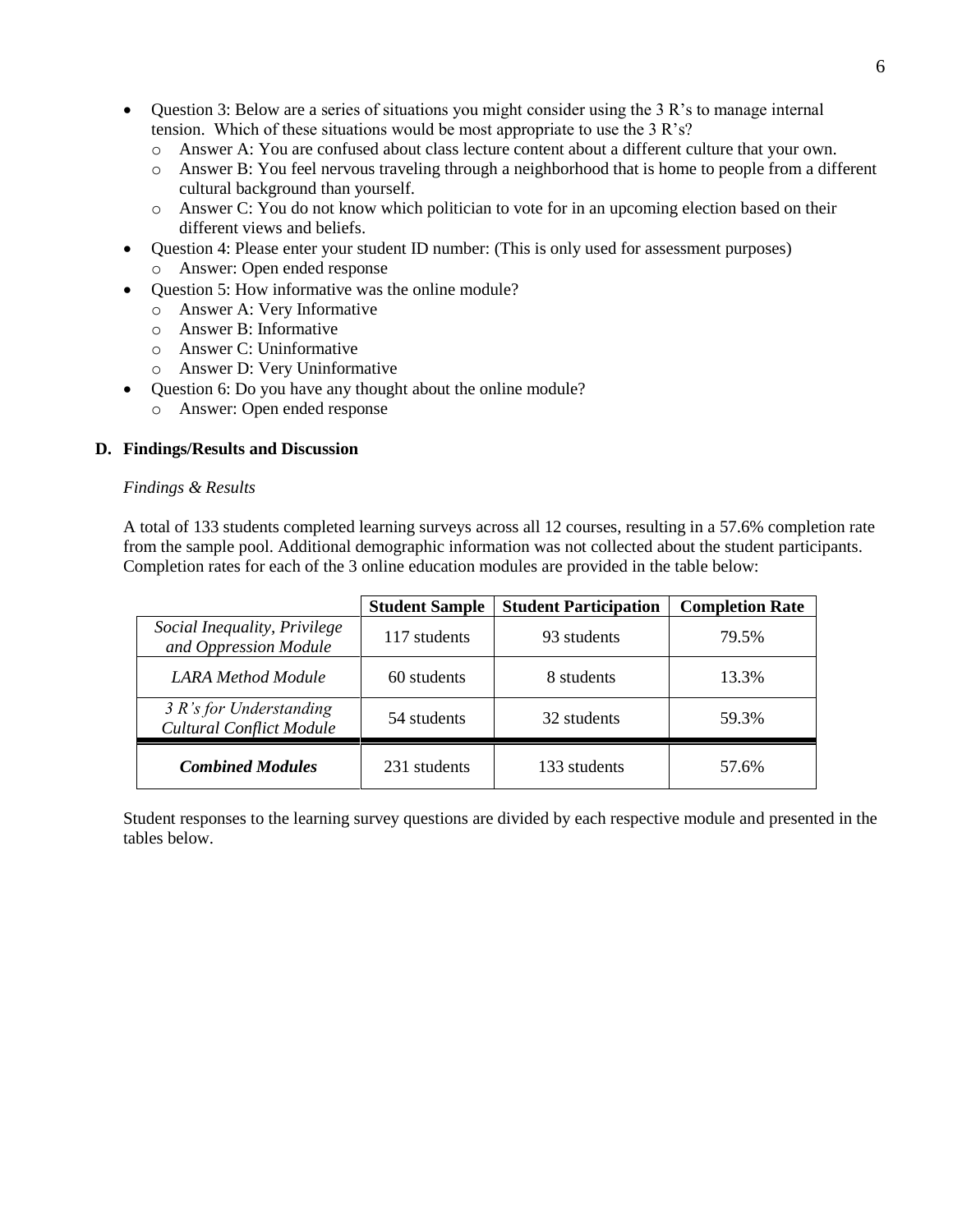- Question 3: Below are a series of situations you might consider using the 3 R's to manage internal tension. Which of these situations would be most appropriate to use the 3 R's?
  - Answer A: You are confused about class lecture content about a different culture that your own.
  - Answer B: You feel nervous traveling through a neighborhood that is home to people from a different cultural background than yourself.
  - Answer C: You do not know which politician to vote for in an upcoming election based on their different views and beliefs.
- Question 4: Please enter your student ID number: (This is only used for assessment purposes)
  - Answer: Open ended response
- Question 5: How informative was the online module?
  - Answer A: Very Informative
  - Answer B: Informative
  - Answer C: Uninformative
  - Answer D: Very Uninformative
- Question 6: Do you have any thought about the online module?
  - Answer: Open ended response

## D. Findings/Results and Discussion

*Findings & Results*

A total of 133 students completed learning surveys across all 12 courses, resulting in a 57.6% completion rate from the sample pool. Additional demographic information was not collected about the student participants. Completion rates for each of the 3 online education modules are provided in the table below:

| | Student Sample | Student Participation | Completion Rate |
|---|---|---|---|
| *Social Inequality, Privilege and Oppression Module* | 117 students | 93 students | 79.5% |
| *LARA Method Module* | 60 students | 8 students | 13.3% |
| *3 R's for Understanding Cultural Conflict Module* | 54 students | 32 students | 59.3% |
| ***Combined Modules*** | 231 students | 133 students | 57.6% |

Student responses to the learning survey questions are divided by each respective module and presented in the tables below.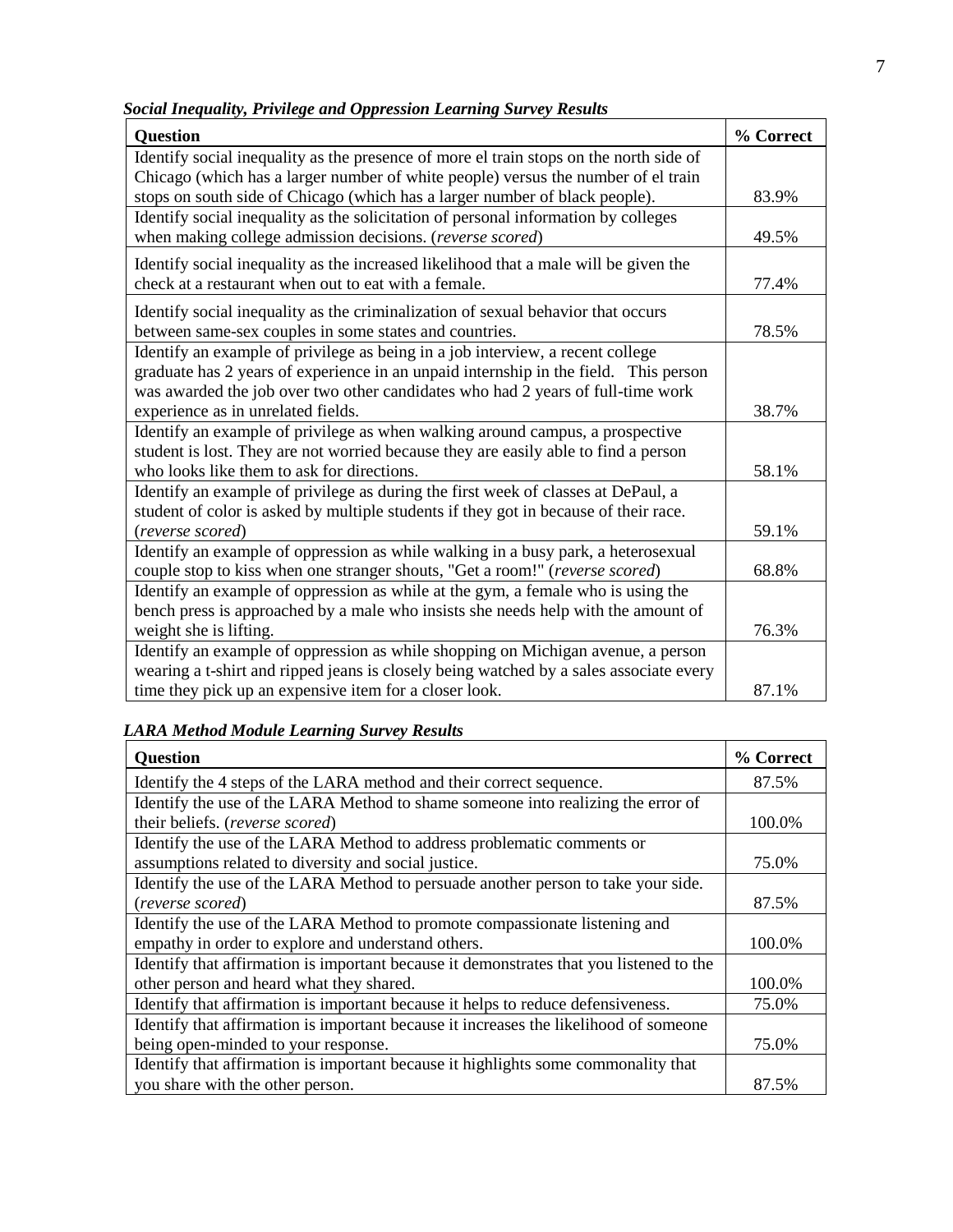***Social Inequality, Privilege and Oppression Learning Survey Results***

| Question | % Correct |
|---|---|
| Identify social inequality as the presence of more el train stops on the north side of Chicago (which has a larger number of white people) versus the number of el train stops on south side of Chicago (which has a larger number of black people). | 83.9% |
| Identify social inequality as the solicitation of personal information by colleges when making college admission decisions. (*reverse scored*) | 49.5% |
| Identify social inequality as the increased likelihood that a male will be given the check at a restaurant when out to eat with a female. | 77.4% |
| Identify social inequality as the criminalization of sexual behavior that occurs between same-sex couples in some states and countries. | 78.5% |
| Identify an example of privilege as being in a job interview, a recent college graduate has 2 years of experience in an unpaid internship in the field. This person was awarded the job over two other candidates who had 2 years of full-time work experience as in unrelated fields. | 38.7% |
| Identify an example of privilege as when walking around campus, a prospective student is lost. They are not worried because they are easily able to find a person who looks like them to ask for directions. | 58.1% |
| Identify an example of privilege as during the first week of classes at DePaul, a student of color is asked by multiple students if they got in because of their race. (*reverse scored*) | 59.1% |
| Identify an example of oppression as while walking in a busy park, a heterosexual couple stop to kiss when one stranger shouts, "Get a room!" (*reverse scored*) | 68.8% |
| Identify an example of oppression as while at the gym, a female who is using the bench press is approached by a male who insists she needs help with the amount of weight she is lifting. | 76.3% |
| Identify an example of oppression as while shopping on Michigan avenue, a person wearing a t-shirt and ripped jeans is closely being watched by a sales associate every time they pick up an expensive item for a closer look. | 87.1% |

***LARA Method Module Learning Survey Results***

| Question | % Correct |
|---|---|
| Identify the 4 steps of the LARA method and their correct sequence. | 87.5% |
| Identify the use of the LARA Method to shame someone into realizing the error of their beliefs. (*reverse scored*) | 100.0% |
| Identify the use of the LARA Method to address problematic comments or assumptions related to diversity and social justice. | 75.0% |
| Identify the use of the LARA Method to persuade another person to take your side. (*reverse scored*) | 87.5% |
| Identify the use of the LARA Method to promote compassionate listening and empathy in order to explore and understand others. | 100.0% |
| Identify that affirmation is important because it demonstrates that you listened to the other person and heard what they shared. | 100.0% |
| Identify that affirmation is important because it helps to reduce defensiveness. | 75.0% |
| Identify that affirmation is important because it increases the likelihood of someone being open-minded to your response. | 75.0% |
| Identify that affirmation is important because it highlights some commonality that you share with the other person. | 87.5% |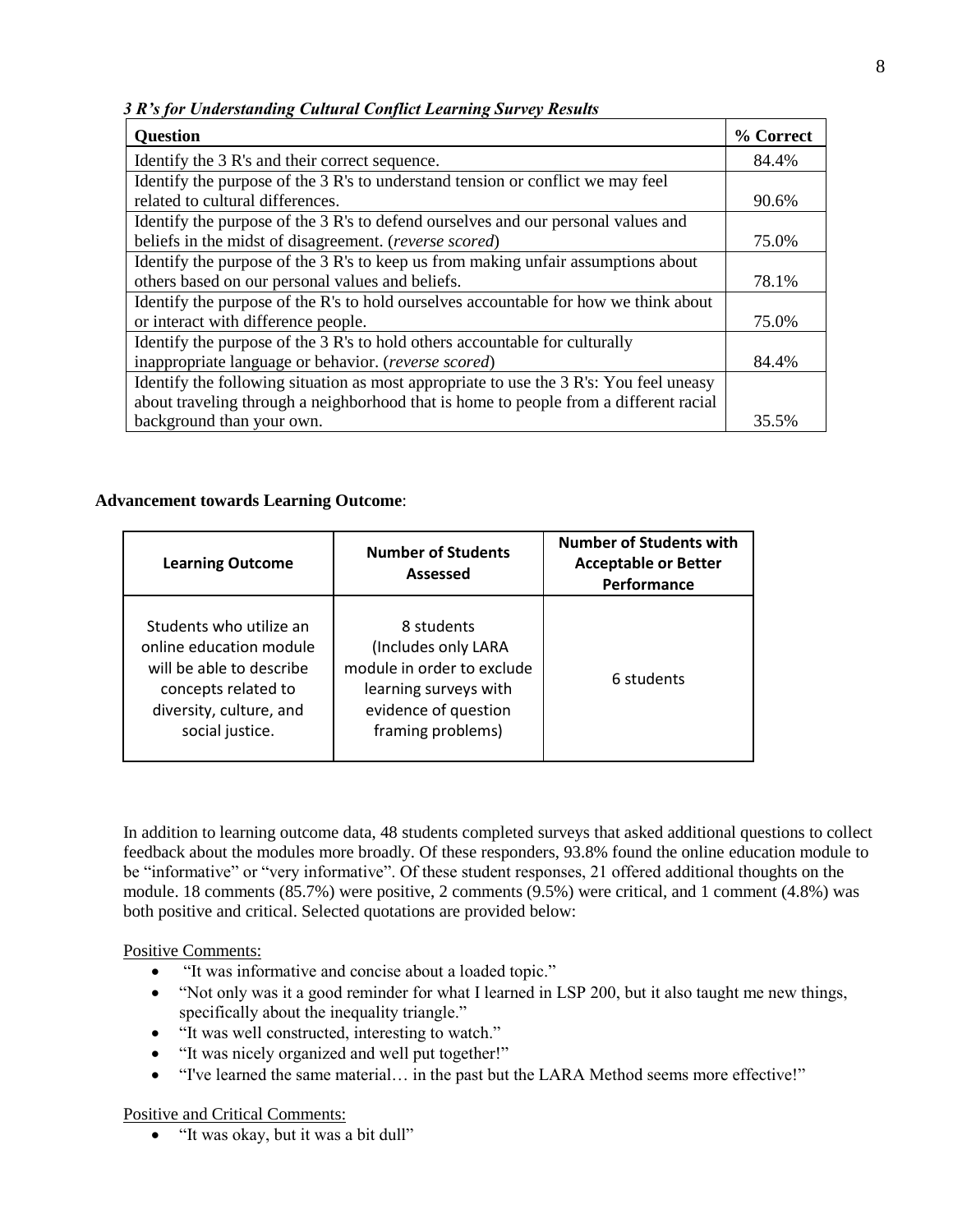***3 R's for Understanding Cultural Conflict Learning Survey Results***

| Question | % Correct |
|---|---|
| Identify the 3 R's and their correct sequence. | 84.4% |
| Identify the purpose of the 3 R's to understand tension or conflict we may feel related to cultural differences. | 90.6% |
| Identify the purpose of the 3 R's to defend ourselves and our personal values and beliefs in the midst of disagreement. (*reverse scored*) | 75.0% |
| Identify the purpose of the 3 R's to keep us from making unfair assumptions about others based on our personal values and beliefs. | 78.1% |
| Identify the purpose of the R's to hold ourselves accountable for how we think about or interact with difference people. | 75.0% |
| Identify the purpose of the 3 R's to hold others accountable for culturally inappropriate language or behavior. (*reverse scored*) | 84.4% |
| Identify the following situation as most appropriate to use the 3 R's: You feel uneasy about traveling through a neighborhood that is home to people from a different racial background than your own. | 35.5% |

**Advancement towards Learning Outcome**:

| Learning Outcome | Number of Students Assessed | Number of Students with Acceptable or Better Performance |
|---|---|---|
| Students who utilize an online education module will be able to describe concepts related to diversity, culture, and social justice. | 8 students (Includes only LARA module in order to exclude learning surveys with evidence of question framing problems) | 6 students |

In addition to learning outcome data, 48 students completed surveys that asked additional questions to collect feedback about the modules more broadly. Of these responders, 93.8% found the online education module to be "informative" or "very informative". Of these student responses, 21 offered additional thoughts on the module. 18 comments (85.7%) were positive, 2 comments (9.5%) were critical, and 1 comment (4.8%) was both positive and critical. Selected quotations are provided below:

Positive Comments:

- "It was informative and concise about a loaded topic."
- "Not only was it a good reminder for what I learned in LSP 200, but it also taught me new things, specifically about the inequality triangle."
- "It was well constructed, interesting to watch."
- "It was nicely organized and well put together!"
- "I've learned the same material… in the past but the LARA Method seems more effective!"

Positive and Critical Comments:

- "It was okay, but it was a bit dull"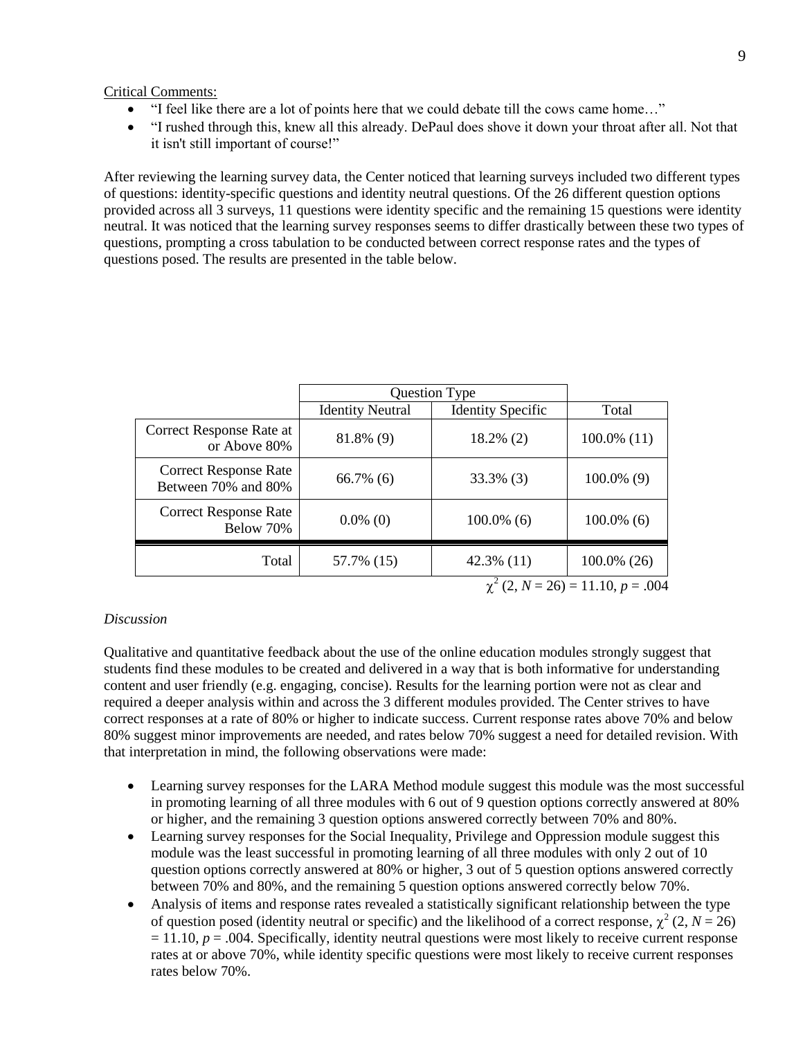Critical Comments:

- "I feel like there are a lot of points here that we could debate till the cows came home…"
- "I rushed through this, knew all this already. DePaul does shove it down your throat after all. Not that it isn't still important of course!"

After reviewing the learning survey data, the Center noticed that learning surveys included two different types of questions: identity-specific questions and identity neutral questions. Of the 26 different question options provided across all 3 surveys, 11 questions were identity specific and the remaining 15 questions were identity neutral. It was noticed that the learning survey responses seems to differ drastically between these two types of questions, prompting a cross tabulation to be conducted between correct response rates and the types of questions posed. The results are presented in the table below.

| | Question Type | | |
|---|---|---|---|
| | Identity Neutral | Identity Specific | Total |
| Correct Response Rate at or Above 80% | 81.8% (9) | 18.2% (2) | 100.0% (11) |
| Correct Response Rate Between 70% and 80% | 66.7% (6) | 33.3% (3) | 100.0% (9) |
| Correct Response Rate Below 70% | 0.0% (0) | 100.0% (6) | 100.0% (6) |
| Total | 57.7% (15) | 42.3% (11) | 100.0% (26) |

$\chi^2$ (2, $N$ = 26) = 11.10, $p$ = .004

*Discussion*

Qualitative and quantitative feedback about the use of the online education modules strongly suggest that students find these modules to be created and delivered in a way that is both informative for understanding content and user friendly (e.g. engaging, concise). Results for the learning portion were not as clear and required a deeper analysis within and across the 3 different modules provided. The Center strives to have correct responses at a rate of 80% or higher to indicate success. Current response rates above 70% and below 80% suggest minor improvements are needed, and rates below 70% suggest a need for detailed revision. With that interpretation in mind, the following observations were made:

- Learning survey responses for the LARA Method module suggest this module was the most successful in promoting learning of all three modules with 6 out of 9 question options correctly answered at 80% or higher, and the remaining 3 question options answered correctly between 70% and 80%.
- Learning survey responses for the Social Inequality, Privilege and Oppression module suggest this module was the least successful in promoting learning of all three modules with only 2 out of 10 question options correctly answered at 80% or higher, 3 out of 5 question options answered correctly between 70% and 80%, and the remaining 5 question options answered correctly below 70%.
- Analysis of items and response rates revealed a statistically significant relationship between the type of question posed (identity neutral or specific) and the likelihood of a correct response, $\chi^2$ (2, $N$ = 26) = 11.10, $p$ = .004. Specifically, identity neutral questions were most likely to receive current response rates at or above 70%, while identity specific questions were most likely to receive current responses rates below 70%.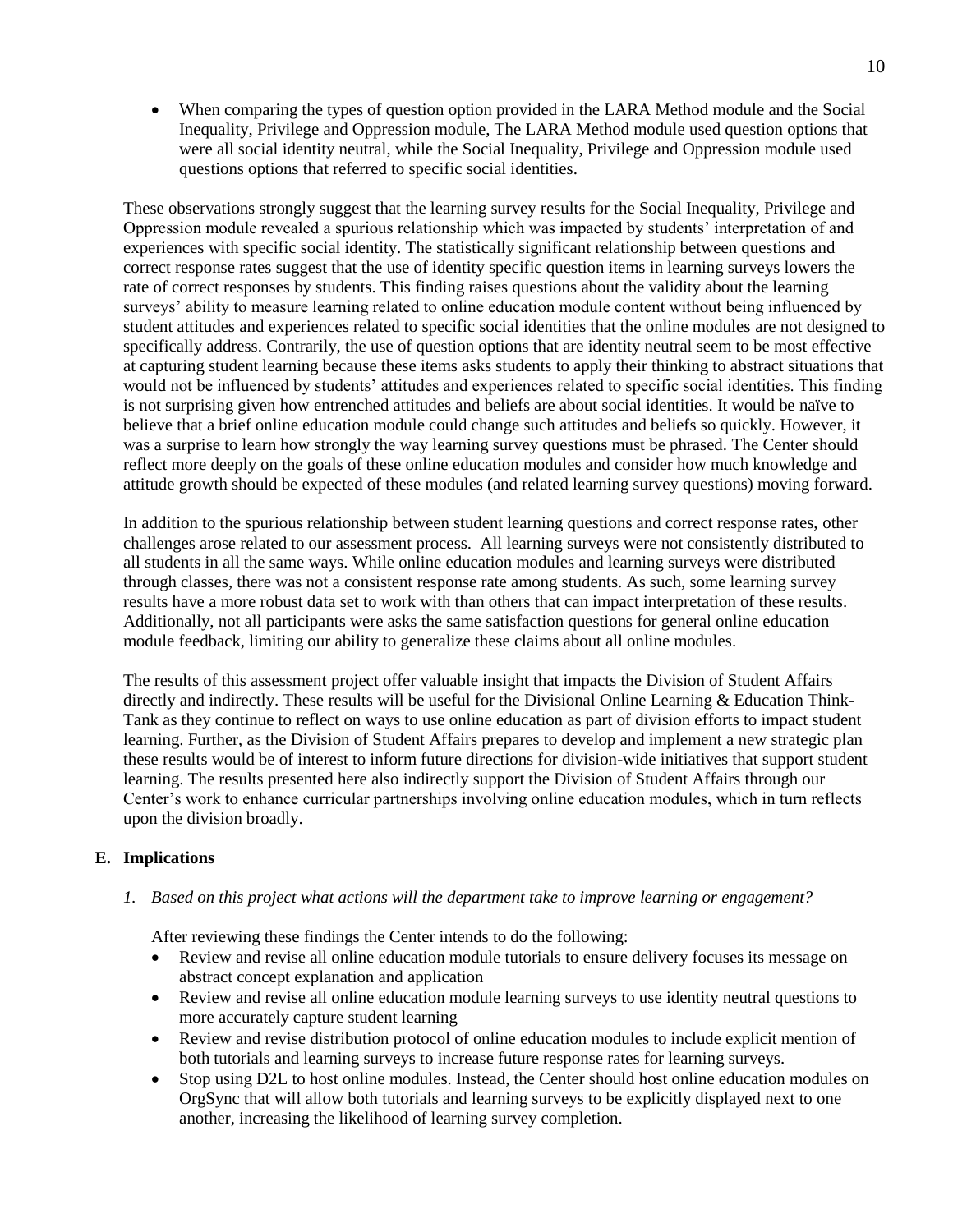- When comparing the types of question option provided in the LARA Method module and the Social Inequality, Privilege and Oppression module, The LARA Method module used question options that were all social identity neutral, while the Social Inequality, Privilege and Oppression module used questions options that referred to specific social identities.

These observations strongly suggest that the learning survey results for the Social Inequality, Privilege and Oppression module revealed a spurious relationship which was impacted by students' interpretation of and experiences with specific social identity. The statistically significant relationship between questions and correct response rates suggest that the use of identity specific question items in learning surveys lowers the rate of correct responses by students. This finding raises questions about the validity about the learning surveys' ability to measure learning related to online education module content without being influenced by student attitudes and experiences related to specific social identities that the online modules are not designed to specifically address. Contrarily, the use of question options that are identity neutral seem to be most effective at capturing student learning because these items asks students to apply their thinking to abstract situations that would not be influenced by students' attitudes and experiences related to specific social identities. This finding is not surprising given how entrenched attitudes and beliefs are about social identities. It would be naïve to believe that a brief online education module could change such attitudes and beliefs so quickly. However, it was a surprise to learn how strongly the way learning survey questions must be phrased. The Center should reflect more deeply on the goals of these online education modules and consider how much knowledge and attitude growth should be expected of these modules (and related learning survey questions) moving forward.

In addition to the spurious relationship between student learning questions and correct response rates, other challenges arose related to our assessment process. All learning surveys were not consistently distributed to all students in all the same ways. While online education modules and learning surveys were distributed through classes, there was not a consistent response rate among students. As such, some learning survey results have a more robust data set to work with than others that can impact interpretation of these results. Additionally, not all participants were asks the same satisfaction questions for general online education module feedback, limiting our ability to generalize these claims about all online modules.

The results of this assessment project offer valuable insight that impacts the Division of Student Affairs directly and indirectly. These results will be useful for the Divisional Online Learning & Education Think-Tank as they continue to reflect on ways to use online education as part of division efforts to impact student learning. Further, as the Division of Student Affairs prepares to develop and implement a new strategic plan these results would be of interest to inform future directions for division-wide initiatives that support student learning. The results presented here also indirectly support the Division of Student Affairs through our Center's work to enhance curricular partnerships involving online education modules, which in turn reflects upon the division broadly.

## E. Implications

*1. Based on this project what actions will the department take to improve learning or engagement?*

After reviewing these findings the Center intends to do the following:

- Review and revise all online education module tutorials to ensure delivery focuses its message on abstract concept explanation and application
- Review and revise all online education module learning surveys to use identity neutral questions to more accurately capture student learning
- Review and revise distribution protocol of online education modules to include explicit mention of both tutorials and learning surveys to increase future response rates for learning surveys.
- Stop using D2L to host online modules. Instead, the Center should host online education modules on OrgSync that will allow both tutorials and learning surveys to be explicitly displayed next to one another, increasing the likelihood of learning survey completion.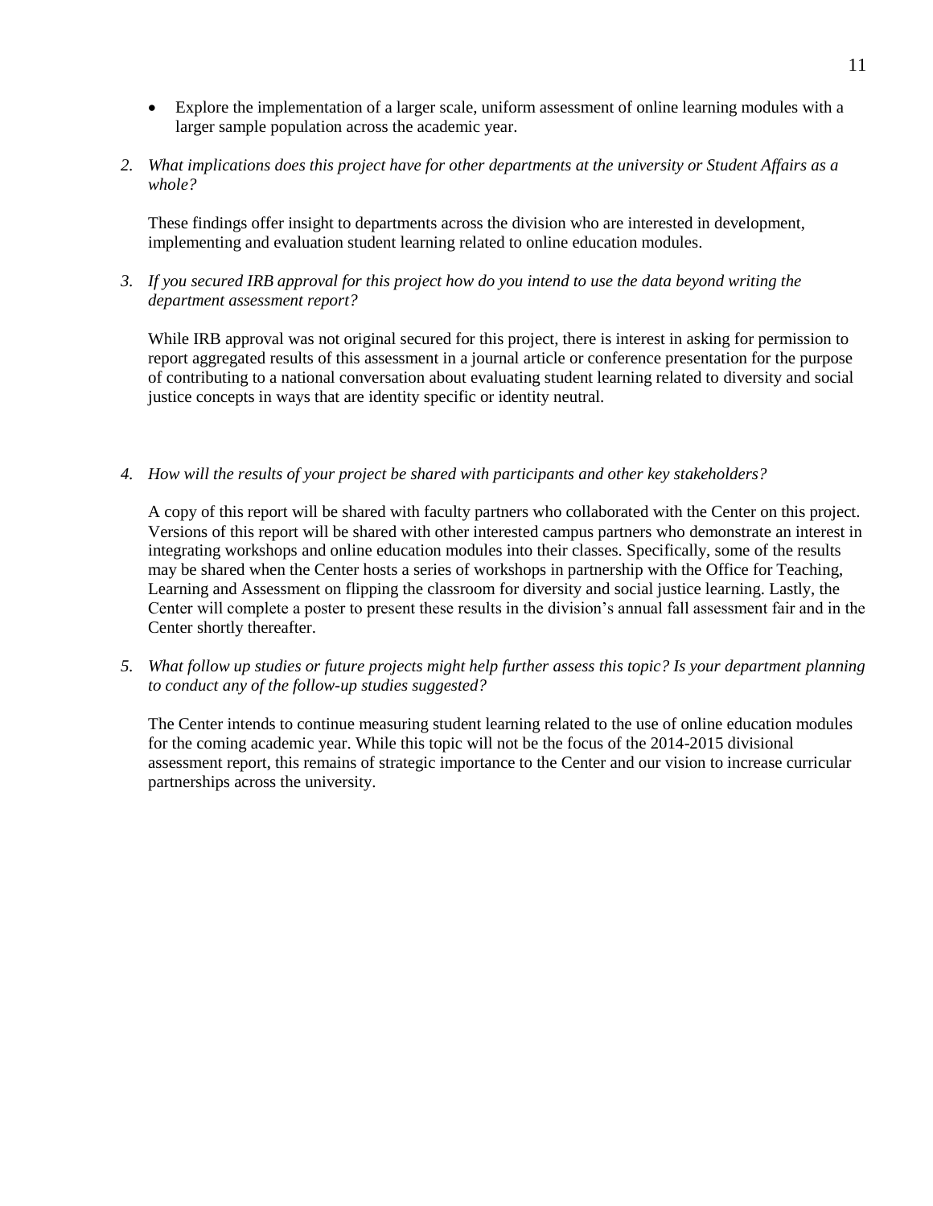- Explore the implementation of a larger scale, uniform assessment of online learning modules with a larger sample population across the academic year.

2. *What implications does this project have for other departments at the university or Student Affairs as a whole?*

   These findings offer insight to departments across the division who are interested in development, implementing and evaluation student learning related to online education modules.

3. *If you secured IRB approval for this project how do you intend to use the data beyond writing the department assessment report?*

   While IRB approval was not original secured for this project, there is interest in asking for permission to report aggregated results of this assessment in a journal article or conference presentation for the purpose of contributing to a national conversation about evaluating student learning related to diversity and social justice concepts in ways that are identity specific or identity neutral.

4. *How will the results of your project be shared with participants and other key stakeholders?*

   A copy of this report will be shared with faculty partners who collaborated with the Center on this project. Versions of this report will be shared with other interested campus partners who demonstrate an interest in integrating workshops and online education modules into their classes. Specifically, some of the results may be shared when the Center hosts a series of workshops in partnership with the Office for Teaching, Learning and Assessment on flipping the classroom for diversity and social justice learning. Lastly, the Center will complete a poster to present these results in the division's annual fall assessment fair and in the Center shortly thereafter.

5. *What follow up studies or future projects might help further assess this topic? Is your department planning to conduct any of the follow-up studies suggested?*

   The Center intends to continue measuring student learning related to the use of online education modules for the coming academic year. While this topic will not be the focus of the 2014-2015 divisional assessment report, this remains of strategic importance to the Center and our vision to increase curricular partnerships across the university.